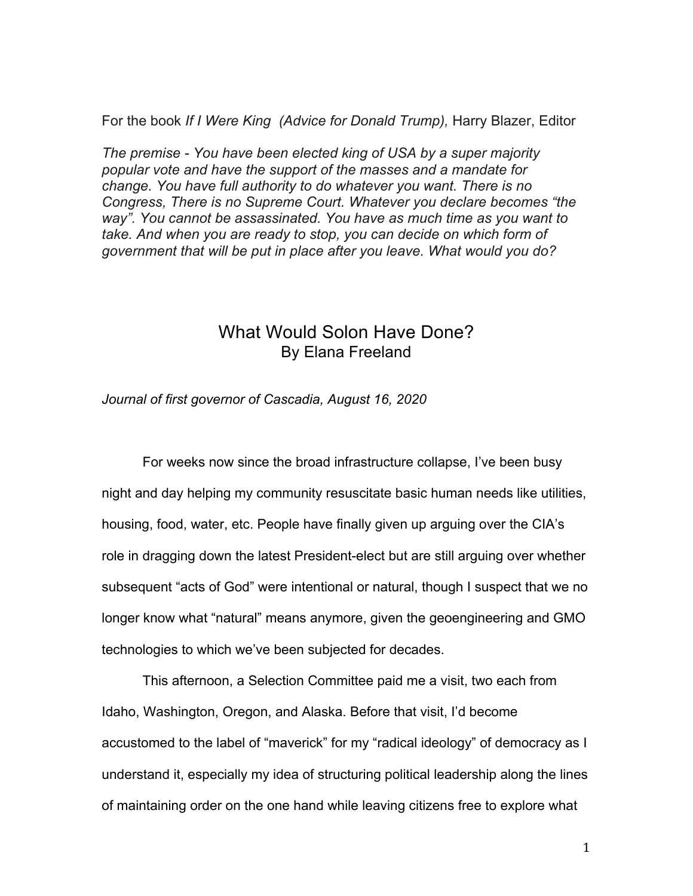For the book *If I Were King (Advice for Donald Trump),* Harry Blazer, Editor

*The premise - You have been elected king of USA by a super majority popular vote and have the support of the masses and a mandate for change. You have full authority to do whatever you want. There is no Congress, There is no Supreme Court. Whatever you declare becomes "the way". You cannot be assassinated. You have as much time as you want to take. And when you are ready to stop, you can decide on which form of government that will be put in place after you leave. What would you do?*

# What Would Solon Have Done?

## By Elana Freeland

*Journal of first governor of Cascadia, August 16, 2020*

For weeks now since the broad infrastructure collapse, I've been busy night and day helping my community resuscitate basic human needs like utilities, housing, food, water, etc. People have finally given up arguing over the CIA's role in dragging down the latest President-elect but are still arguing over whether subsequent "acts of God" were intentional or natural, though I suspect that we no longer know what "natural" means anymore, given the geoengineering and GMO technologies to which we've been subjected for decades.

This afternoon, a Selection Committee paid me a visit, two each from Idaho, Washington, Oregon, and Alaska. Before that visit, I'd become accustomed to the label of "maverick" for my "radical ideology" of democracy as I understand it, especially my idea of structuring political leadership along the lines of maintaining order on the one hand while leaving citizens free to explore what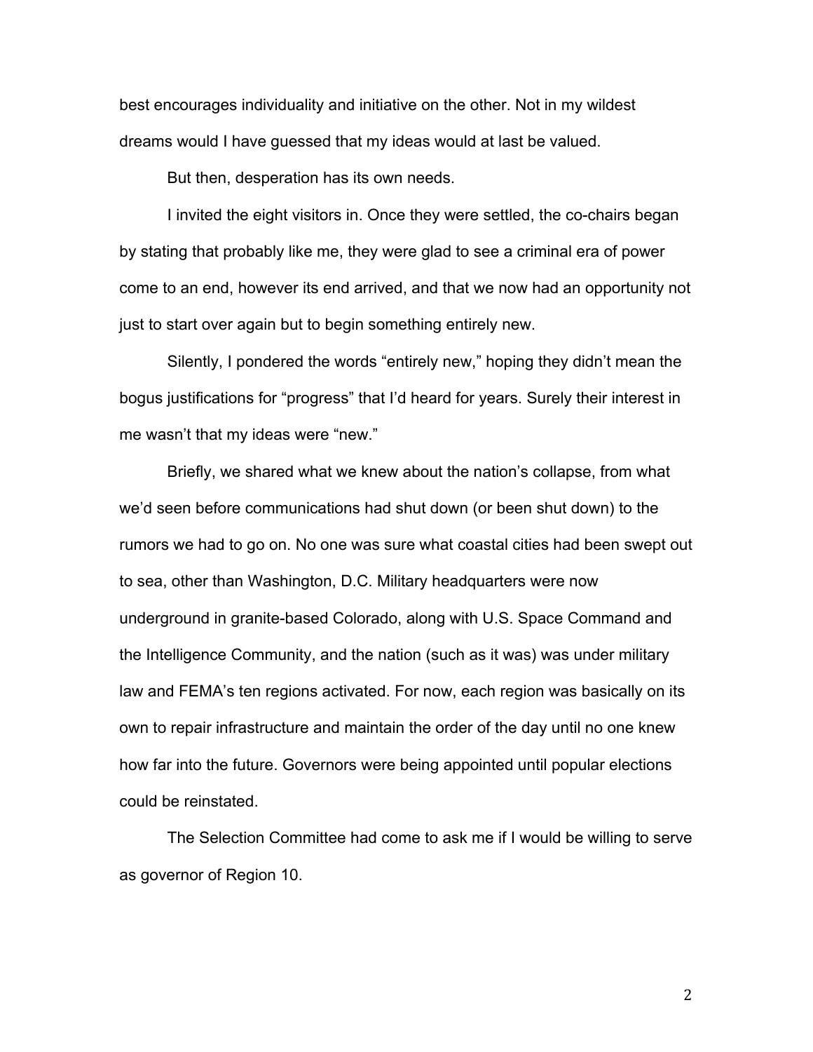best encourages individuality and initiative on the other. Not in my wildest dreams would I have guessed that my ideas would at last be valued.

But then, desperation has its own needs.

I invited the eight visitors in. Once they were settled, the co-chairs began by stating that probably like me, they were glad to see a criminal era of power come to an end, however its end arrived, and that we now had an opportunity not just to start over again but to begin something entirely new.

Silently, I pondered the words "entirely new," hoping they didn't mean the bogus justifications for "progress" that I'd heard for years. Surely their interest in me wasn't that my ideas were "new."

Briefly, we shared what we knew about the nation's collapse, from what we'd seen before communications had shut down (or been shut down) to the rumors we had to go on. No one was sure what coastal cities had been swept out to sea, other than Washington, D.C. Military headquarters were now underground in granite-based Colorado, along with U.S. Space Command and the Intelligence Community, and the nation (such as it was) was under military law and FEMA's ten regions activated. For now, each region was basically on its own to repair infrastructure and maintain the order of the day until no one knew how far into the future. Governors were being appointed until popular elections could be reinstated.

The Selection Committee had come to ask me if I would be willing to serve as governor of Region 10.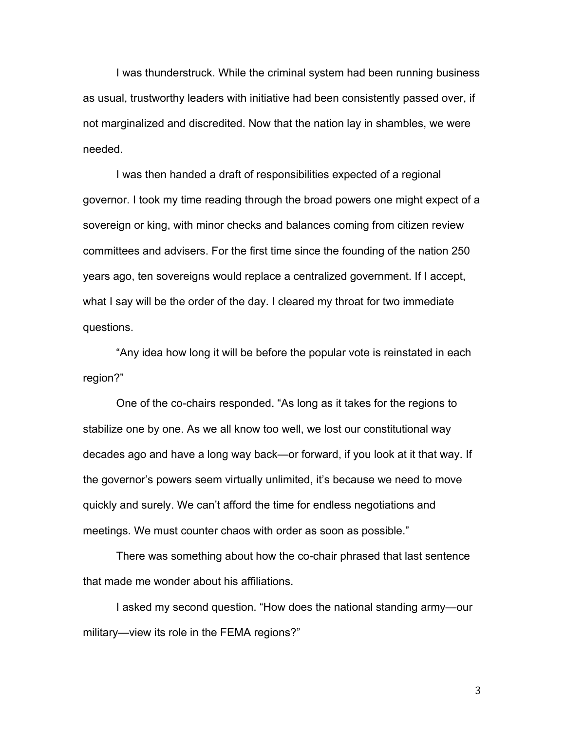I was thunderstruck. While the criminal system had been running business as usual, trustworthy leaders with initiative had been consistently passed over, if not marginalized and discredited. Now that the nation lay in shambles, we were needed.

I was then handed a draft of responsibilities expected of a regional governor. I took my time reading through the broad powers one might expect of a sovereign or king, with minor checks and balances coming from citizen review committees and advisers. For the first time since the founding of the nation 250 years ago, ten sovereigns would replace a centralized government. If I accept, what I say will be the order of the day. I cleared my throat for two immediate questions.

"Any idea how long it will be before the popular vote is reinstated in each region?"

One of the co-chairs responded. "As long as it takes for the regions to stabilize one by one. As we all know too well, we lost our constitutional way decades ago and have a long way back—or forward, if you look at it that way. If the governor's powers seem virtually unlimited, it's because we need to move quickly and surely. We can't afford the time for endless negotiations and meetings. We must counter chaos with order as soon as possible."

There was something about how the co-chair phrased that last sentence that made me wonder about his affiliations.

I asked my second question. "How does the national standing army—our military—view its role in the FEMA regions?"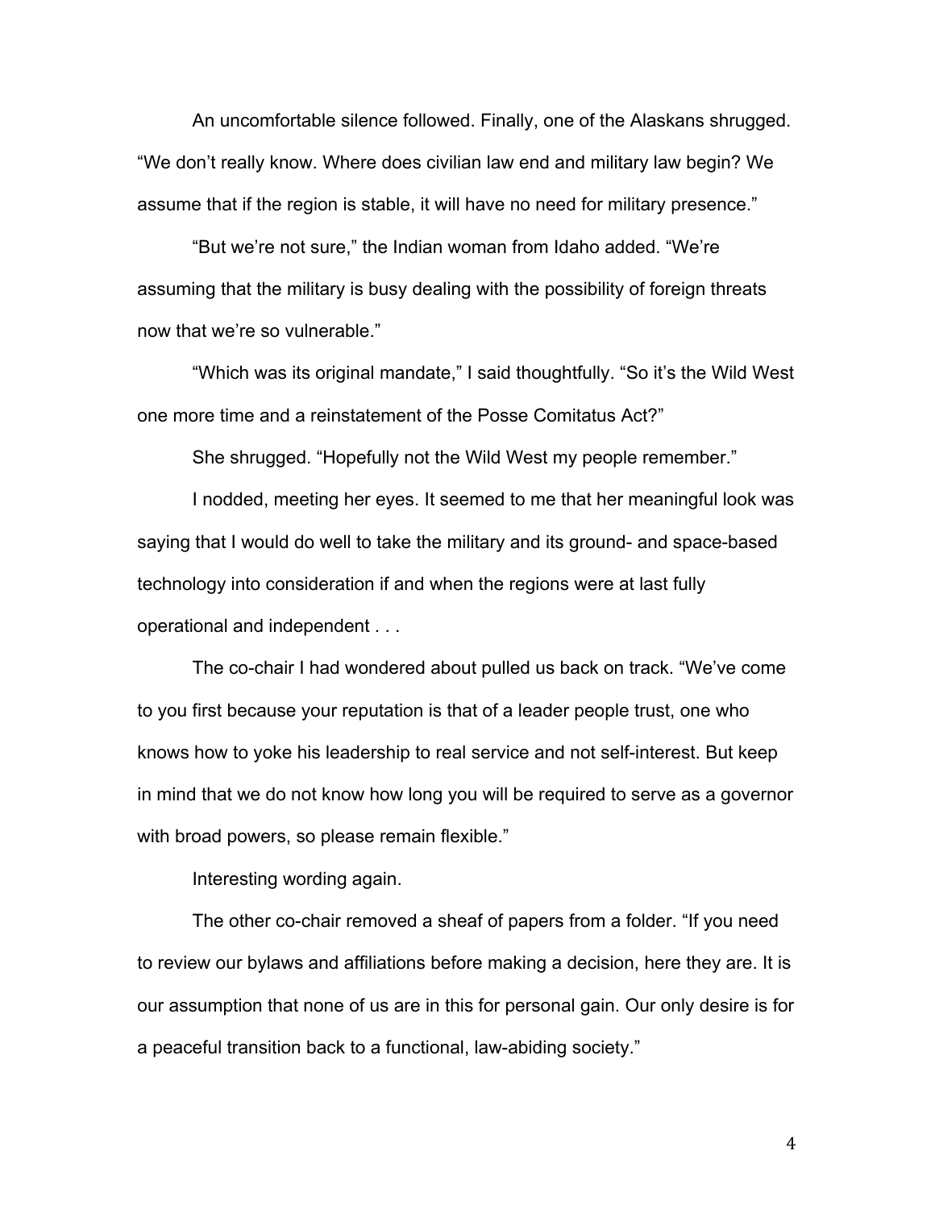An uncomfortable silence followed. Finally, one of the Alaskans shrugged. "We don't really know. Where does civilian law end and military law begin? We assume that if the region is stable, it will have no need for military presence."

"But we're not sure," the Indian woman from Idaho added. "We're assuming that the military is busy dealing with the possibility of foreign threats now that we're so vulnerable."

"Which was its original mandate," I said thoughtfully. "So it's the Wild West one more time and a reinstatement of the Posse Comitatus Act?"

She shrugged. "Hopefully not the Wild West my people remember."

I nodded, meeting her eyes. It seemed to me that her meaningful look was saying that I would do well to take the military and its ground- and space-based technology into consideration if and when the regions were at last fully operational and independent . . .

The co-chair I had wondered about pulled us back on track. "We've come to you first because your reputation is that of a leader people trust, one who knows how to yoke his leadership to real service and not self-interest. But keep in mind that we do not know how long you will be required to serve as a governor with broad powers, so please remain flexible."

Interesting wording again.

The other co-chair removed a sheaf of papers from a folder. "If you need to review our bylaws and affiliations before making a decision, here they are. It is our assumption that none of us are in this for personal gain. Our only desire is for a peaceful transition back to a functional, law-abiding society."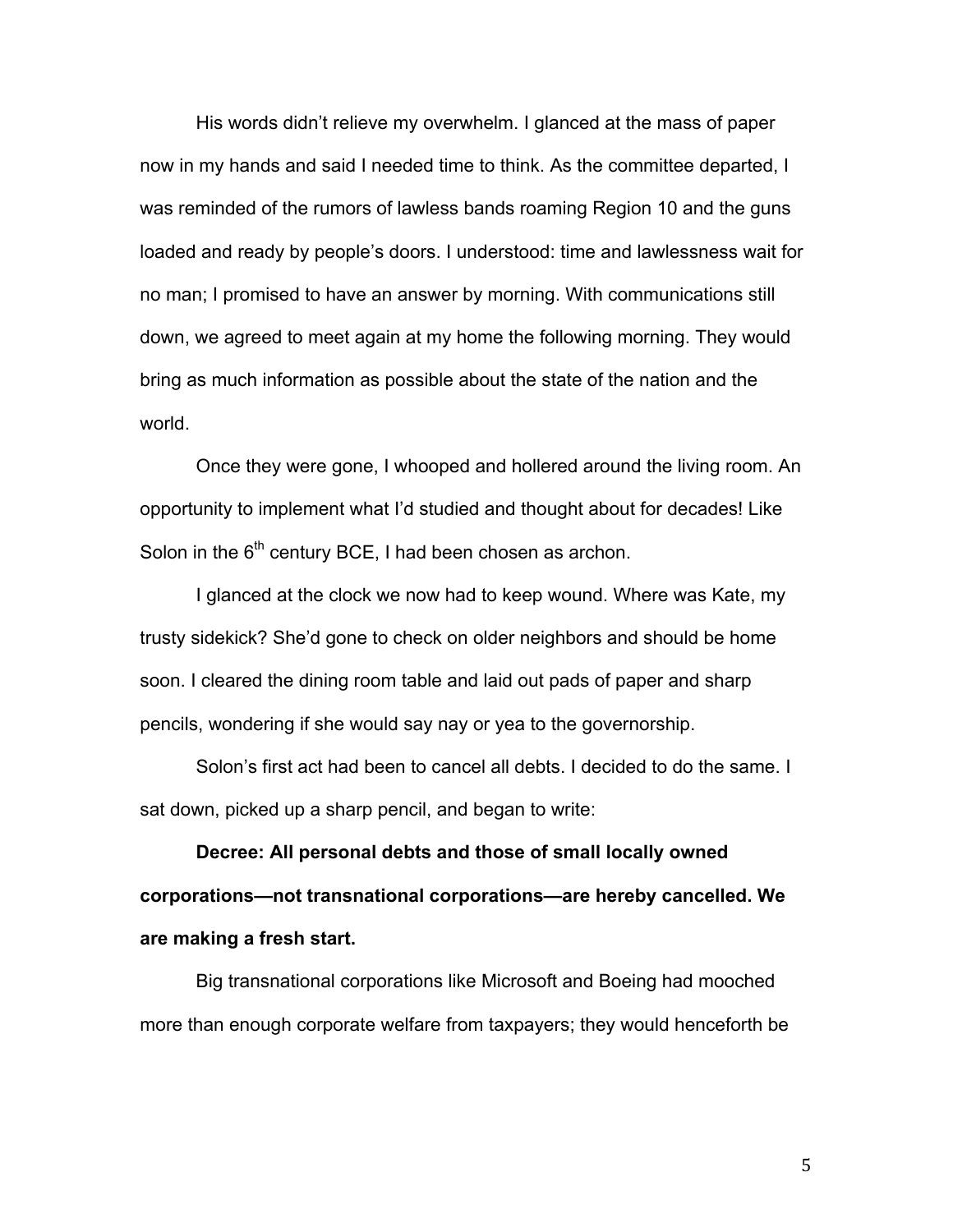His words didn't relieve my overwhelm. I glanced at the mass of paper now in my hands and said I needed time to think. As the committee departed, I was reminded of the rumors of lawless bands roaming Region 10 and the guns loaded and ready by people's doors. I understood: time and lawlessness wait for no man; I promised to have an answer by morning. With communications still down, we agreed to meet again at my home the following morning. They would bring as much information as possible about the state of the nation and the world.

Once they were gone, I whooped and hollered around the living room. An opportunity to implement what I'd studied and thought about for decades! Like Solon in the 6th century BCE, I had been chosen as archon.

I glanced at the clock we now had to keep wound. Where was Kate, my trusty sidekick? She'd gone to check on older neighbors and should be home soon. I cleared the dining room table and laid out pads of paper and sharp pencils, wondering if she would say nay or yea to the governorship.

Solon's first act had been to cancel all debts. I decided to do the same. I sat down, picked up a sharp pencil, and began to write:

**Decree: All personal debts and those of small locally owned corporations—not transnational corporations—are hereby cancelled. We are making a fresh start.**

Big transnational corporations like Microsoft and Boeing had mooched more than enough corporate welfare from taxpayers; they would henceforth be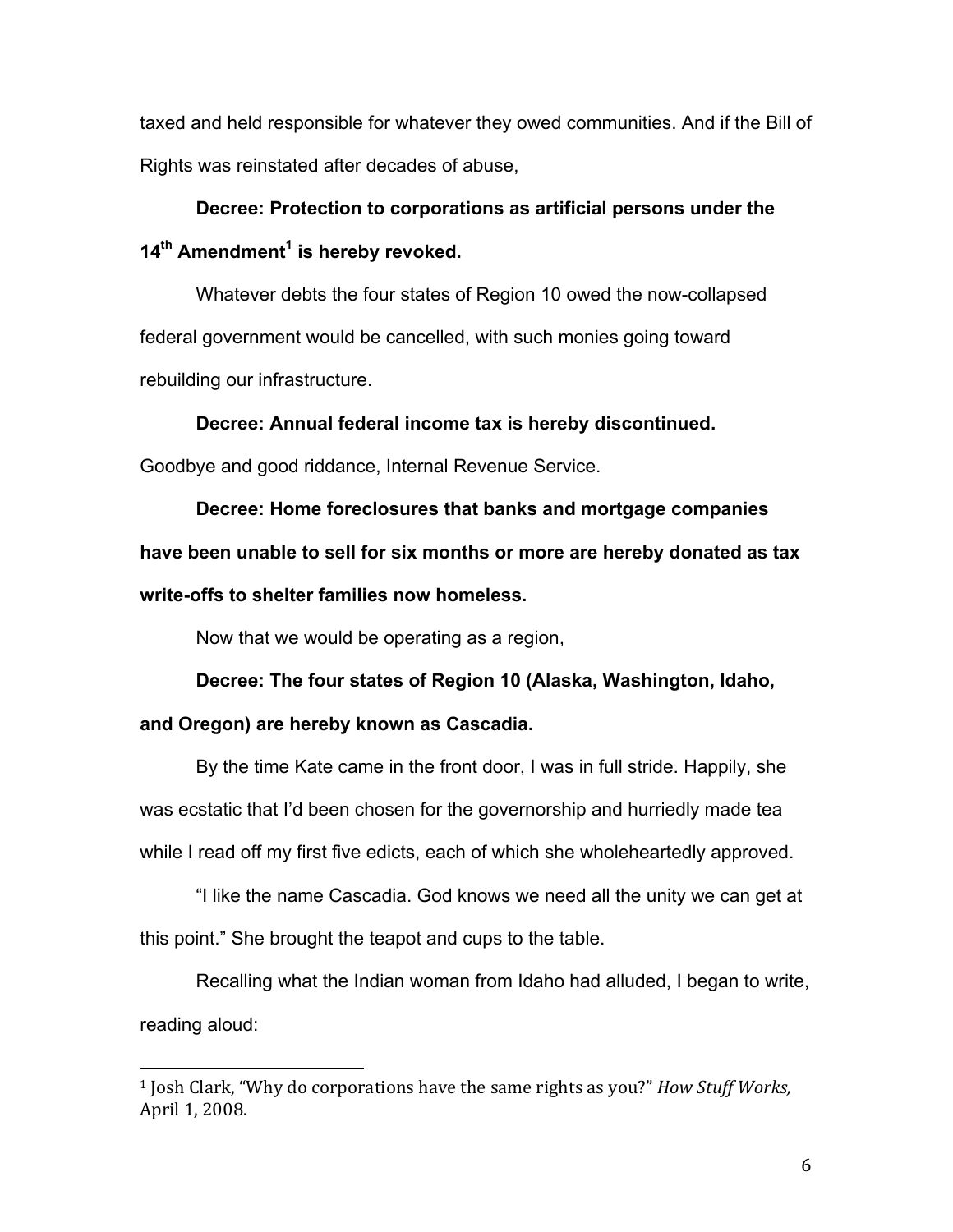taxed and held responsible for whatever they owed communities. And if the Bill of Rights was reinstated after decades of abuse,

**Decree: Protection to corporations as artificial persons under the 14th Amendment[1] is hereby revoked.**

Whatever debts the four states of Region 10 owed the now-collapsed federal government would be cancelled, with such monies going toward rebuilding our infrastructure.

**Decree: Annual federal income tax is hereby discontinued.**

Goodbye and good riddance, Internal Revenue Service.

**Decree: Home foreclosures that banks and mortgage companies have been unable to sell for six months or more are hereby donated as tax write-offs to shelter families now homeless.**

Now that we would be operating as a region,

**Decree: The four states of Region 10 (Alaska, Washington, Idaho, and Oregon) are hereby known as Cascadia.**

By the time Kate came in the front door, I was in full stride. Happily, she was ecstatic that I'd been chosen for the governorship and hurriedly made tea while I read off my first five edicts, each of which she wholeheartedly approved.

"I like the name Cascadia. God knows we need all the unity we can get at this point." She brought the teapot and cups to the table.

Recalling what the Indian woman from Idaho had alluded, I began to write, reading aloud:

---

[1] Josh Clark, "Why do corporations have the same rights as you?" *How Stuff Works,* April 1, 2008.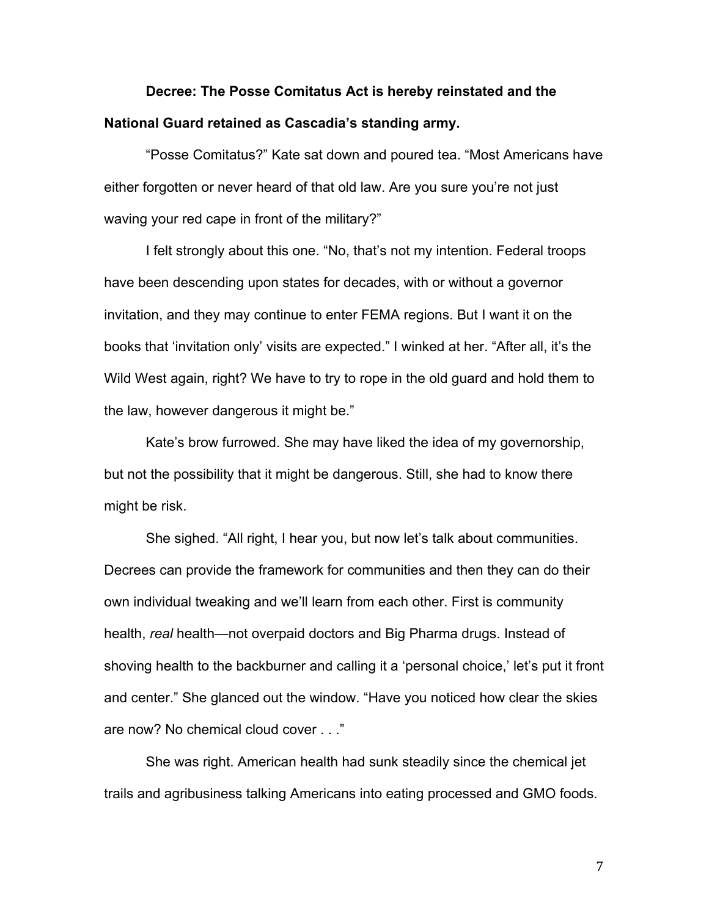**Decree: The Posse Comitatus Act is hereby reinstated and the National Guard retained as Cascadia's standing army.**

"Posse Comitatus?" Kate sat down and poured tea. "Most Americans have either forgotten or never heard of that old law. Are you sure you're not just waving your red cape in front of the military?"

I felt strongly about this one. "No, that's not my intention. Federal troops have been descending upon states for decades, with or without a governor invitation, and they may continue to enter FEMA regions. But I want it on the books that 'invitation only' visits are expected." I winked at her. "After all, it's the Wild West again, right? We have to try to rope in the old guard and hold them to the law, however dangerous it might be."

Kate's brow furrowed. She may have liked the idea of my governorship, but not the possibility that it might be dangerous. Still, she had to know there might be risk.

She sighed. "All right, I hear you, but now let's talk about communities. Decrees can provide the framework for communities and then they can do their own individual tweaking and we'll learn from each other. First is community health, *real* health—not overpaid doctors and Big Pharma drugs. Instead of shoving health to the backburner and calling it a 'personal choice,' let's put it front and center." She glanced out the window. "Have you noticed how clear the skies are now? No chemical cloud cover . . ."

She was right. American health had sunk steadily since the chemical jet trails and agribusiness talking Americans into eating processed and GMO foods.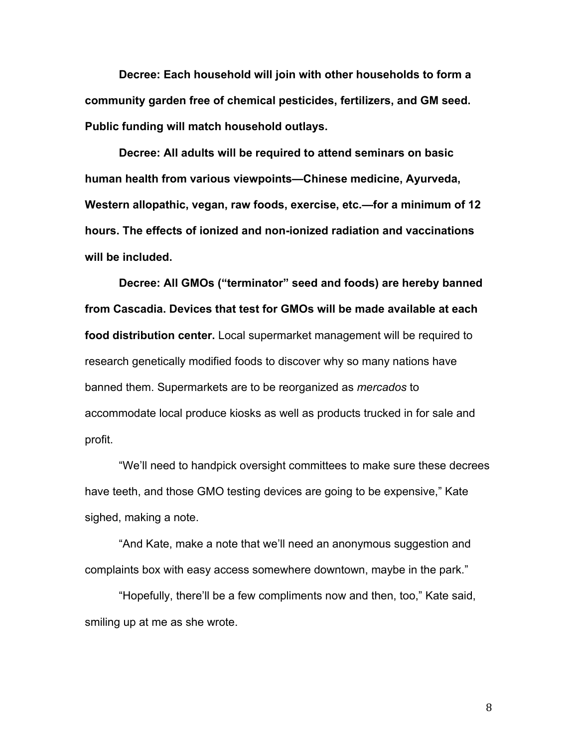**Decree: Each household will join with other households to form a community garden free of chemical pesticides, fertilizers, and GM seed. Public funding will match household outlays.**

**Decree: All adults will be required to attend seminars on basic human health from various viewpoints—Chinese medicine, Ayurveda, Western allopathic, vegan, raw foods, exercise, etc.—for a minimum of 12 hours. The effects of ionized and non-ionized radiation and vaccinations will be included.**

**Decree: All GMOs ("terminator" seed and foods) are hereby banned from Cascadia. Devices that test for GMOs will be made available at each food distribution center.** Local supermarket management will be required to research genetically modified foods to discover why so many nations have banned them. Supermarkets are to be reorganized as *mercados* to accommodate local produce kiosks as well as products trucked in for sale and profit.

"We'll need to handpick oversight committees to make sure these decrees have teeth, and those GMO testing devices are going to be expensive," Kate sighed, making a note.

"And Kate, make a note that we'll need an anonymous suggestion and complaints box with easy access somewhere downtown, maybe in the park."

"Hopefully, there'll be a few compliments now and then, too," Kate said, smiling up at me as she wrote.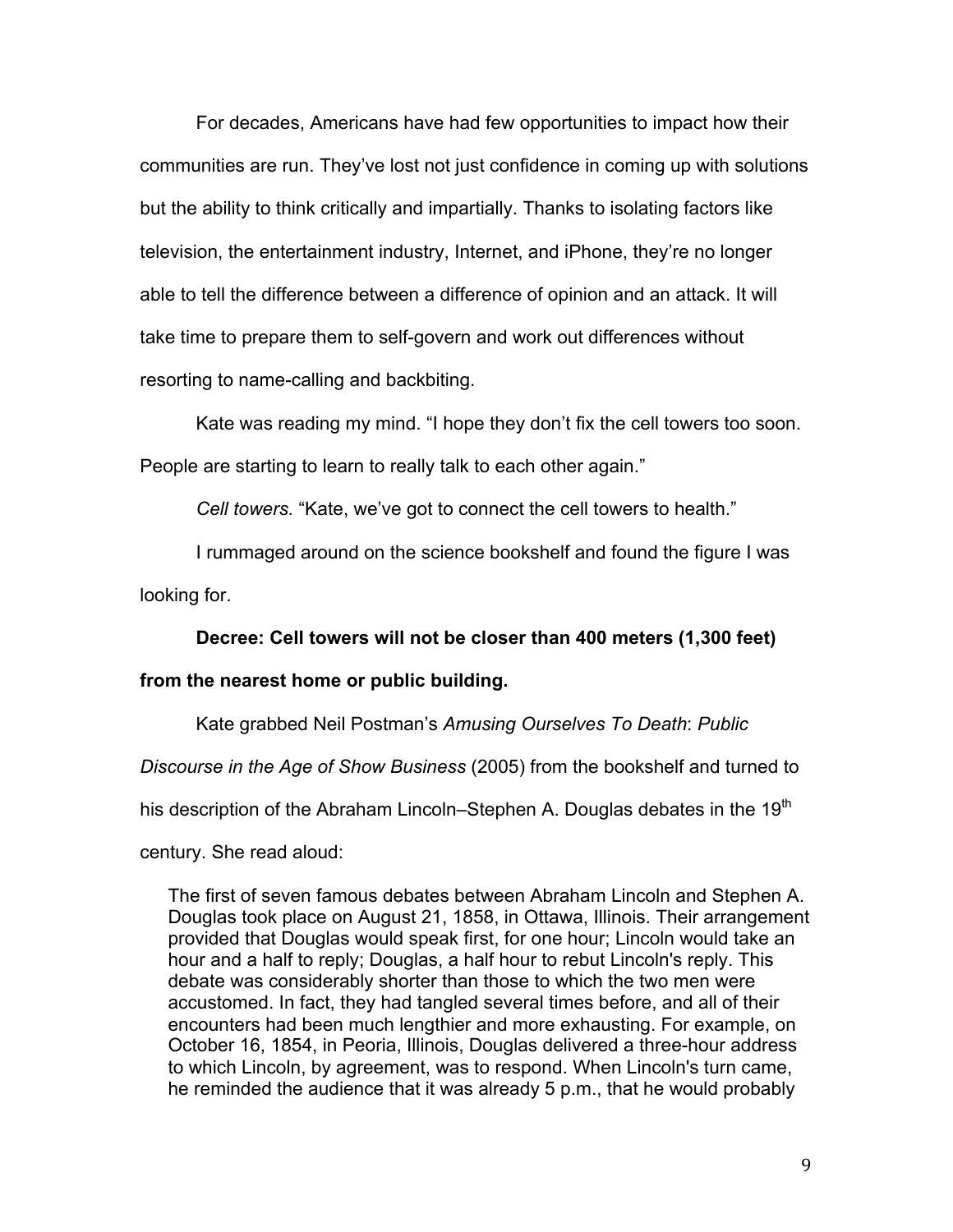For decades, Americans have had few opportunities to impact how their communities are run. They've lost not just confidence in coming up with solutions but the ability to think critically and impartially. Thanks to isolating factors like television, the entertainment industry, Internet, and iPhone, they're no longer able to tell the difference between a difference of opinion and an attack. It will take time to prepare them to self-govern and work out differences without resorting to name-calling and backbiting.

Kate was reading my mind. "I hope they don't fix the cell towers too soon. People are starting to learn to really talk to each other again."

*Cell towers.* "Kate, we've got to connect the cell towers to health."

I rummaged around on the science bookshelf and found the figure I was looking for.

**Decree: Cell towers will not be closer than 400 meters (1,300 feet) from the nearest home or public building.**

Kate grabbed Neil Postman's *Amusing Ourselves To Death*: *Public Discourse in the Age of Show Business* (2005) from the bookshelf and turned to his description of the Abraham Lincoln–Stephen A. Douglas debates in the 19th century. She read aloud:

> The first of seven famous debates between Abraham Lincoln and Stephen A. Douglas took place on August 21, 1858, in Ottawa, Illinois. Their arrangement provided that Douglas would speak first, for one hour; Lincoln would take an hour and a half to reply; Douglas, a half hour to rebut Lincoln's reply. This debate was considerably shorter than those to which the two men were accustomed. In fact, they had tangled several times before, and all of their encounters had been much lengthier and more exhausting. For example, on October 16, 1854, in Peoria, Illinois, Douglas delivered a three-hour address to which Lincoln, by agreement, was to respond. When Lincoln's turn came, he reminded the audience that it was already 5 p.m., that he would probably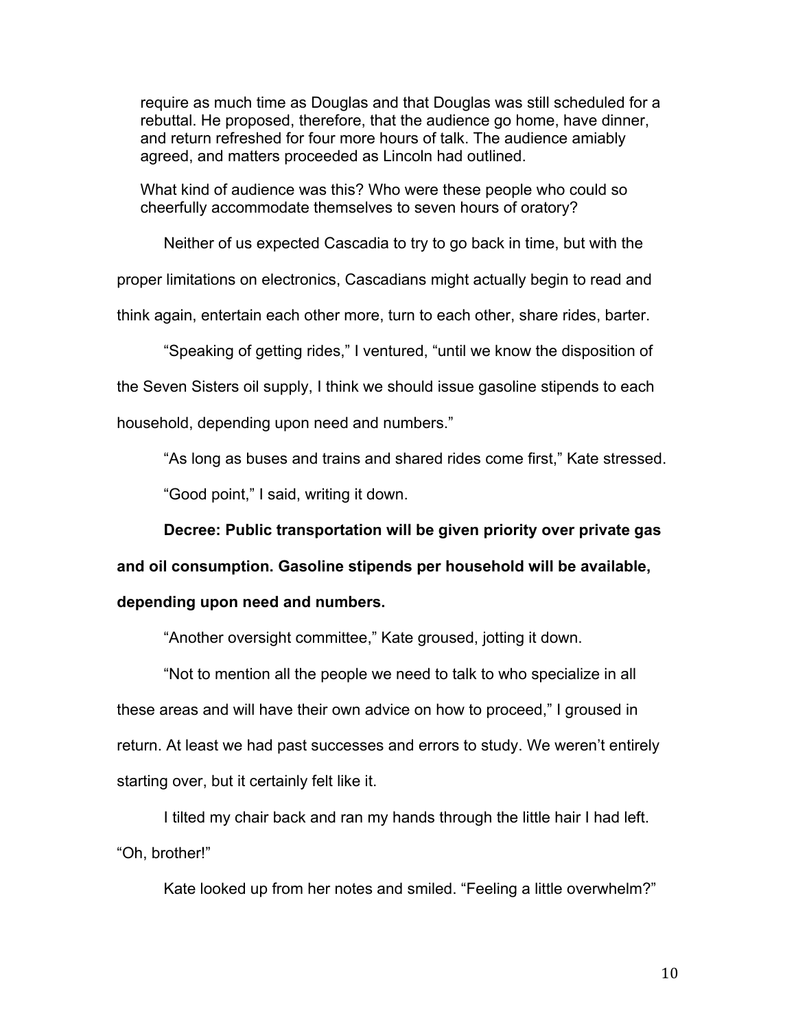> require as much time as Douglas and that Douglas was still scheduled for a rebuttal. He proposed, therefore, that the audience go home, have dinner, and return refreshed for four more hours of talk. The audience amiably agreed, and matters proceeded as Lincoln had outlined.
>
> What kind of audience was this? Who were these people who could so cheerfully accommodate themselves to seven hours of oratory?

Neither of us expected Cascadia to try to go back in time, but with the proper limitations on electronics, Cascadians might actually begin to read and think again, entertain each other more, turn to each other, share rides, barter.

"Speaking of getting rides," I ventured, "until we know the disposition of the Seven Sisters oil supply, I think we should issue gasoline stipends to each household, depending upon need and numbers."

"As long as buses and trains and shared rides come first," Kate stressed.

"Good point," I said, writing it down.

**Decree: Public transportation will be given priority over private gas and oil consumption. Gasoline stipends per household will be available, depending upon need and numbers.**

"Another oversight committee," Kate groused, jotting it down.

"Not to mention all the people we need to talk to who specialize in all these areas and will have their own advice on how to proceed," I groused in return. At least we had past successes and errors to study. We weren't entirely starting over, but it certainly felt like it.

I tilted my chair back and ran my hands through the little hair I had left. "Oh, brother!"

Kate looked up from her notes and smiled. "Feeling a little overwhelm?"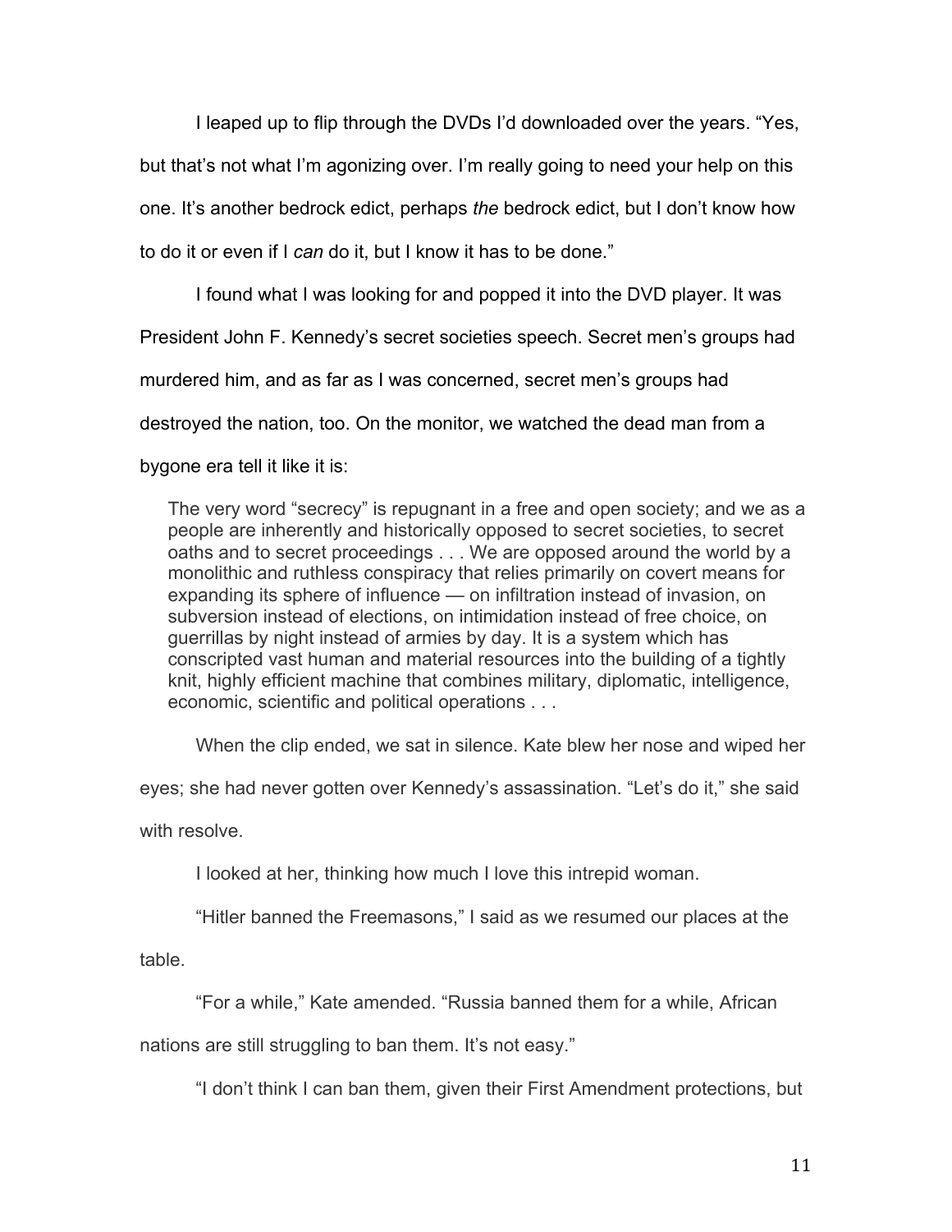I leaped up to flip through the DVDs I'd downloaded over the years. "Yes, but that's not what I'm agonizing over. I'm really going to need your help on this one. It's another bedrock edict, perhaps *the* bedrock edict, but I don't know how to do it or even if I *can* do it, but I know it has to be done."

I found what I was looking for and popped it into the DVD player. It was President John F. Kennedy's secret societies speech. Secret men's groups had murdered him, and as far as I was concerned, secret men's groups had destroyed the nation, too. On the monitor, we watched the dead man from a bygone era tell it like it is:

> The very word "secrecy" is repugnant in a free and open society; and we as a people are inherently and historically opposed to secret societies, to secret oaths and to secret proceedings . . . We are opposed around the world by a monolithic and ruthless conspiracy that relies primarily on covert means for expanding its sphere of influence — on infiltration instead of invasion, on subversion instead of elections, on intimidation instead of free choice, on guerrillas by night instead of armies by day. It is a system which has conscripted vast human and material resources into the building of a tightly knit, highly efficient machine that combines military, diplomatic, intelligence, economic, scientific and political operations . . .

When the clip ended, we sat in silence. Kate blew her nose and wiped her eyes; she had never gotten over Kennedy's assassination. "Let's do it," she said with resolve.

I looked at her, thinking how much I love this intrepid woman.

"Hitler banned the Freemasons," I said as we resumed our places at the table.

"For a while," Kate amended. "Russia banned them for a while, African nations are still struggling to ban them. It's not easy."

"I don't think I can ban them, given their First Amendment protections, but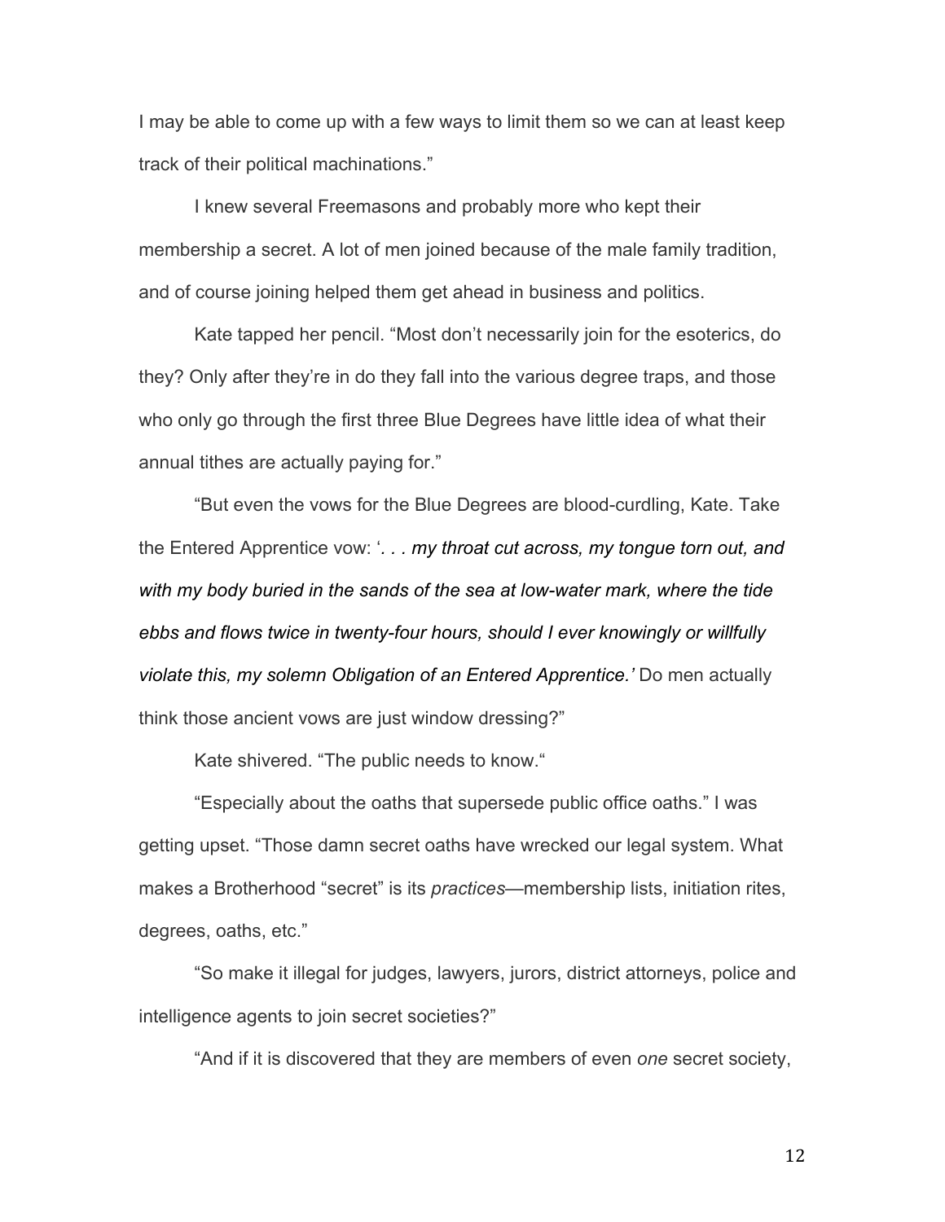I may be able to come up with a few ways to limit them so we can at least keep track of their political machinations."

I knew several Freemasons and probably more who kept their membership a secret. A lot of men joined because of the male family tradition, and of course joining helped them get ahead in business and politics.

Kate tapped her pencil. "Most don't necessarily join for the esoterics, do they? Only after they're in do they fall into the various degree traps, and those who only go through the first three Blue Degrees have little idea of what their annual tithes are actually paying for."

"But even the vows for the Blue Degrees are blood-curdling, Kate. Take the Entered Apprentice vow: '*. . . my throat cut across, my tongue torn out, and with my body buried in the sands of the sea at low-water mark, where the tide ebbs and flows twice in twenty-four hours, should I ever knowingly or willfully violate this, my solemn Obligation of an Entered Apprentice.'* Do men actually think those ancient vows are just window dressing?"

Kate shivered. "The public needs to know."

"Especially about the oaths that supersede public office oaths." I was getting upset. "Those damn secret oaths have wrecked our legal system. What makes a Brotherhood "secret" is its *practices*—membership lists, initiation rites, degrees, oaths, etc."

"So make it illegal for judges, lawyers, jurors, district attorneys, police and intelligence agents to join secret societies?"

"And if it is discovered that they are members of even *one* secret society,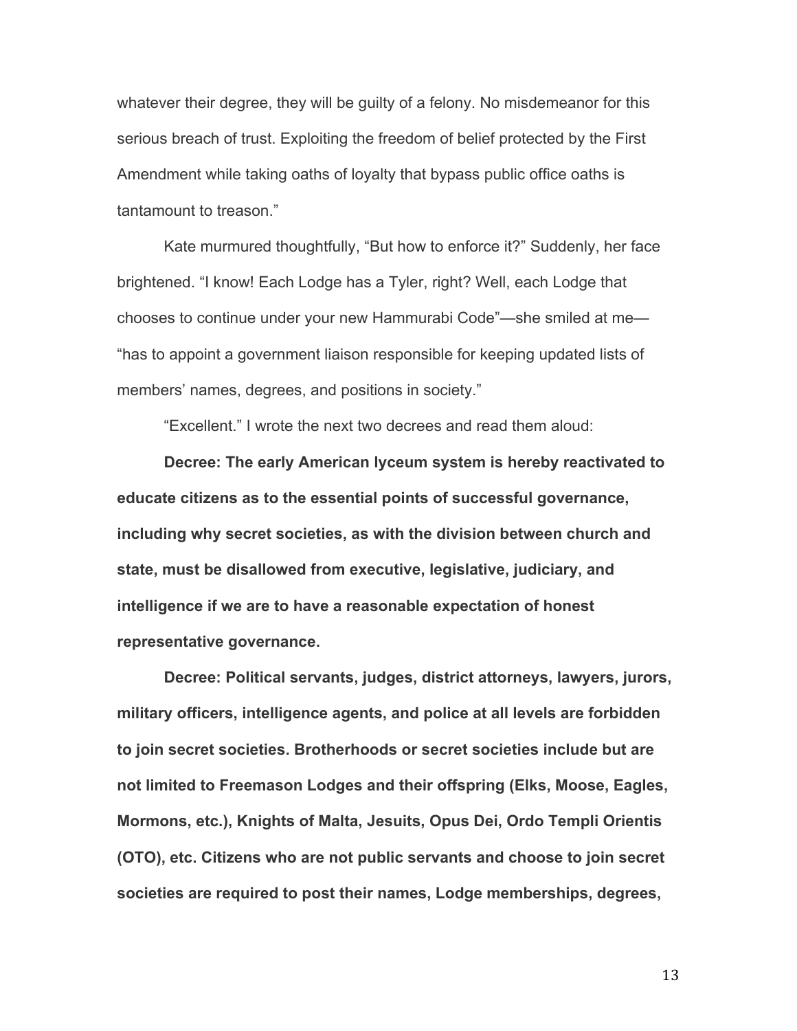whatever their degree, they will be guilty of a felony. No misdemeanor for this serious breach of trust. Exploiting the freedom of belief protected by the First Amendment while taking oaths of loyalty that bypass public office oaths is tantamount to treason."

Kate murmured thoughtfully, "But how to enforce it?" Suddenly, her face brightened. "I know! Each Lodge has a Tyler, right? Well, each Lodge that chooses to continue under your new Hammurabi Code"—she smiled at me—"has to appoint a government liaison responsible for keeping updated lists of members' names, degrees, and positions in society."

"Excellent." I wrote the next two decrees and read them aloud:

**Decree: The early American lyceum system is hereby reactivated to educate citizens as to the essential points of successful governance, including why secret societies, as with the division between church and state, must be disallowed from executive, legislative, judiciary, and intelligence if we are to have a reasonable expectation of honest representative governance.**

**Decree: Political servants, judges, district attorneys, lawyers, jurors, military officers, intelligence agents, and police at all levels are forbidden to join secret societies. Brotherhoods or secret societies include but are not limited to Freemason Lodges and their offspring (Elks, Moose, Eagles, Mormons, etc.), Knights of Malta, Jesuits, Opus Dei, Ordo Templi Orientis (OTO), etc. Citizens who are not public servants and choose to join secret societies are required to post their names, Lodge memberships, degrees,**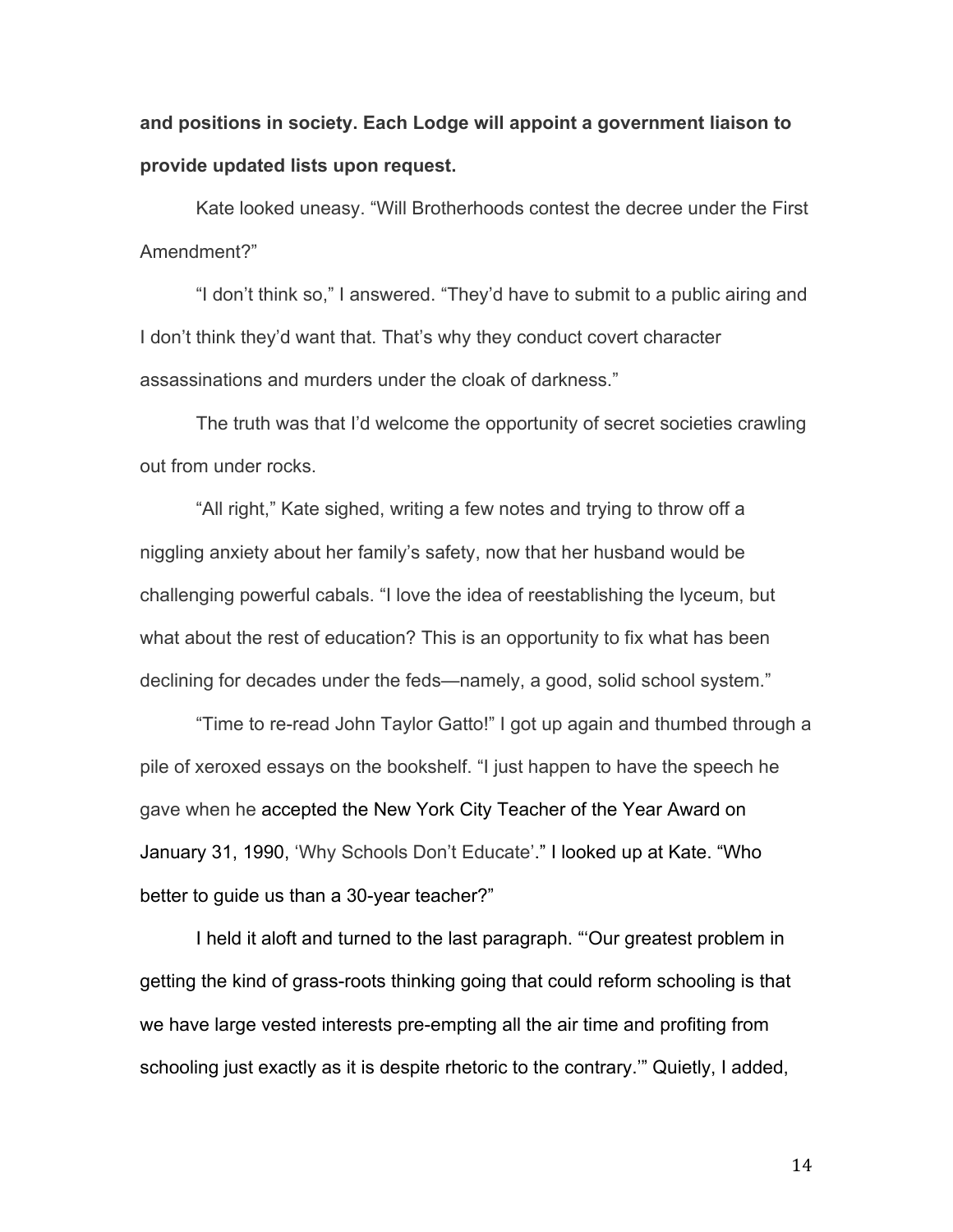**and positions in society. Each Lodge will appoint a government liaison to provide updated lists upon request.**

Kate looked uneasy. "Will Brotherhoods contest the decree under the First Amendment?"

"I don't think so," I answered. "They'd have to submit to a public airing and I don't think they'd want that. That's why they conduct covert character assassinations and murders under the cloak of darkness."

The truth was that I'd welcome the opportunity of secret societies crawling out from under rocks.

"All right," Kate sighed, writing a few notes and trying to throw off a niggling anxiety about her family's safety, now that her husband would be challenging powerful cabals. "I love the idea of reestablishing the lyceum, but what about the rest of education? This is an opportunity to fix what has been declining for decades under the feds—namely, a good, solid school system."

"Time to re-read John Taylor Gatto!" I got up again and thumbed through a pile of xeroxed essays on the bookshelf. "I just happen to have the speech he gave when he accepted the New York City Teacher of the Year Award on January 31, 1990, 'Why Schools Don't Educate'." I looked up at Kate. "Who better to guide us than a 30-year teacher?"

I held it aloft and turned to the last paragraph. "'Our greatest problem in getting the kind of grass-roots thinking going that could reform schooling is that we have large vested interests pre-empting all the air time and profiting from schooling just exactly as it is despite rhetoric to the contrary.'" Quietly, I added,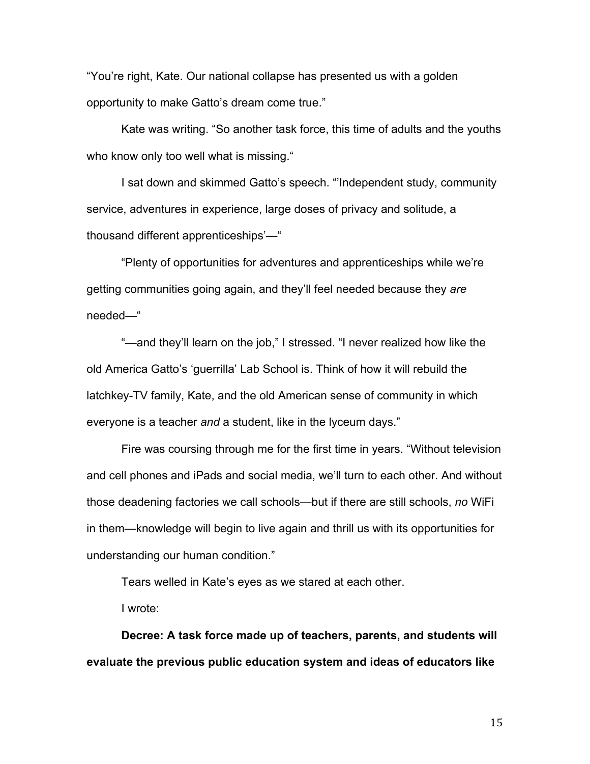"You're right, Kate. Our national collapse has presented us with a golden opportunity to make Gatto's dream come true."

Kate was writing. "So another task force, this time of adults and the youths who know only too well what is missing."

I sat down and skimmed Gatto's speech. "'Independent study, community service, adventures in experience, large doses of privacy and solitude, a thousand different apprenticeships'—"

"Plenty of opportunities for adventures and apprenticeships while we're getting communities going again, and they'll feel needed because they *are* needed—"

"—and they'll learn on the job," I stressed. "I never realized how like the old America Gatto's 'guerrilla' Lab School is. Think of how it will rebuild the latchkey-TV family, Kate, and the old American sense of community in which everyone is a teacher *and* a student, like in the lyceum days."

Fire was coursing through me for the first time in years. "Without television and cell phones and iPads and social media, we'll turn to each other. And without those deadening factories we call schools—but if there are still schools, *no* WiFi in them—knowledge will begin to live again and thrill us with its opportunities for understanding our human condition."

Tears welled in Kate's eyes as we stared at each other.

I wrote:

**Decree: A task force made up of teachers, parents, and students will evaluate the previous public education system and ideas of educators like**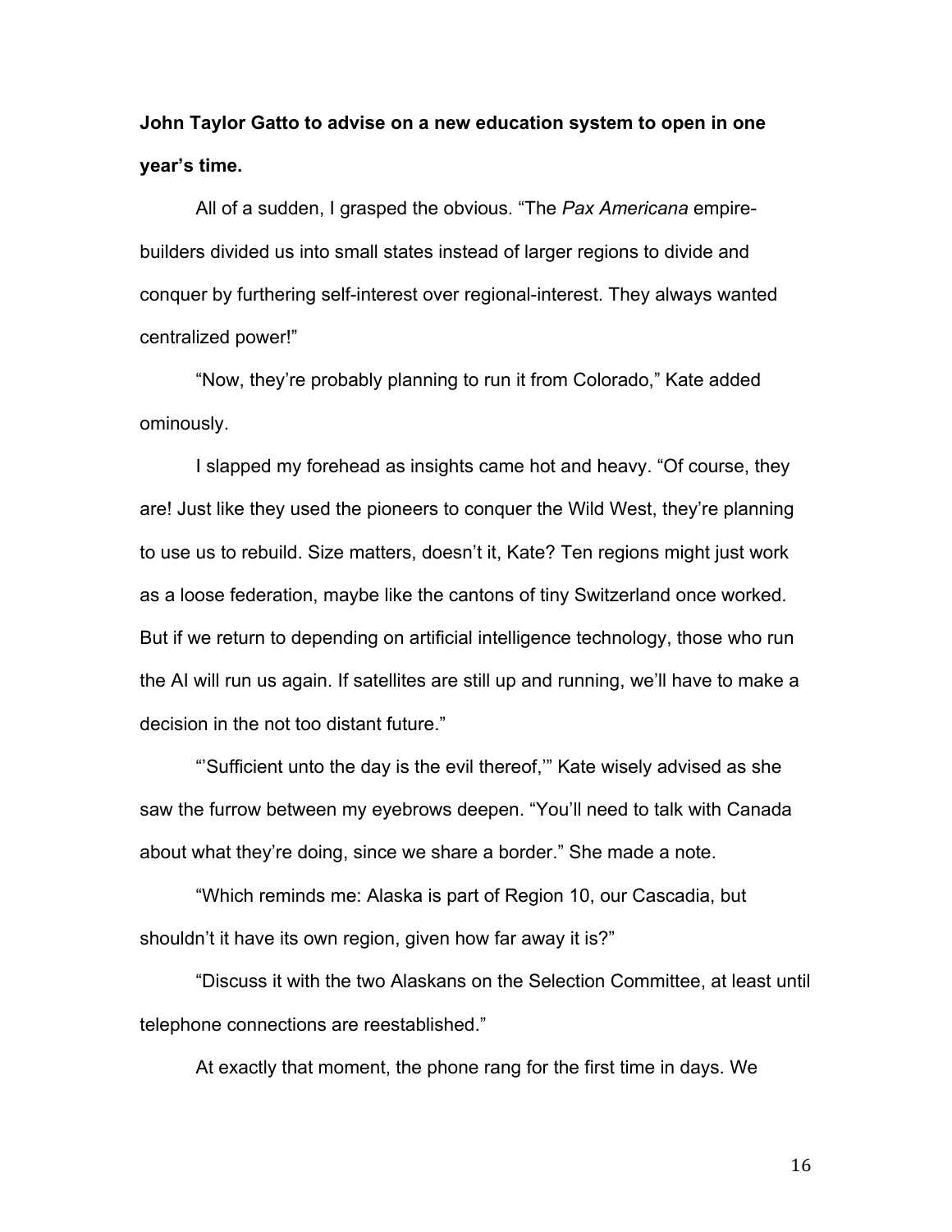**John Taylor Gatto to advise on a new education system to open in one year's time.**

All of a sudden, I grasped the obvious. "The *Pax Americana* empire-builders divided us into small states instead of larger regions to divide and conquer by furthering self-interest over regional-interest. They always wanted centralized power!"

"Now, they're probably planning to run it from Colorado," Kate added ominously.

I slapped my forehead as insights came hot and heavy. "Of course, they are! Just like they used the pioneers to conquer the Wild West, they're planning to use us to rebuild. Size matters, doesn't it, Kate? Ten regions might just work as a loose federation, maybe like the cantons of tiny Switzerland once worked. But if we return to depending on artificial intelligence technology, those who run the AI will run us again. If satellites are still up and running, we'll have to make a decision in the not too distant future."

"'Sufficient unto the day is the evil thereof,'" Kate wisely advised as she saw the furrow between my eyebrows deepen. "You'll need to talk with Canada about what they're doing, since we share a border." She made a note.

"Which reminds me: Alaska is part of Region 10, our Cascadia, but shouldn't it have its own region, given how far away it is?"

"Discuss it with the two Alaskans on the Selection Committee, at least until telephone connections are reestablished."

At exactly that moment, the phone rang for the first time in days. We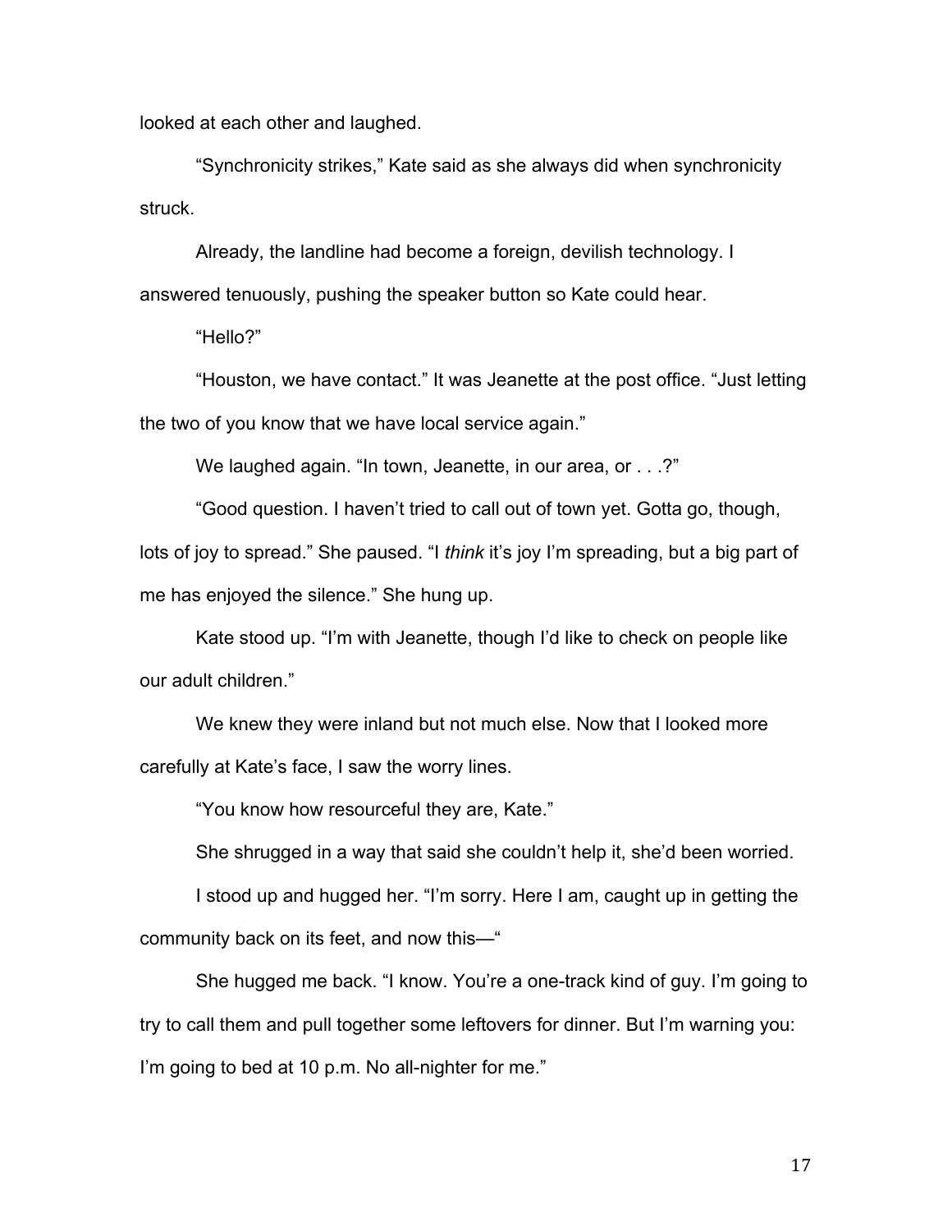looked at each other and laughed.

"Synchronicity strikes," Kate said as she always did when synchronicity struck.

Already, the landline had become a foreign, devilish technology. I answered tenuously, pushing the speaker button so Kate could hear.

"Hello?"

"Houston, we have contact." It was Jeanette at the post office. "Just letting the two of you know that we have local service again."

We laughed again. "In town, Jeanette, in our area, or . . .?"

"Good question. I haven't tried to call out of town yet. Gotta go, though, lots of joy to spread." She paused. "I *think* it's joy I'm spreading, but a big part of me has enjoyed the silence." She hung up.

Kate stood up. "I'm with Jeanette, though I'd like to check on people like our adult children."

We knew they were inland but not much else. Now that I looked more carefully at Kate's face, I saw the worry lines.

"You know how resourceful they are, Kate."

She shrugged in a way that said she couldn't help it, she'd been worried.

I stood up and hugged her. "I'm sorry. Here I am, caught up in getting the community back on its feet, and now this—"

She hugged me back. "I know. You're a one-track kind of guy. I'm going to try to call them and pull together some leftovers for dinner. But I'm warning you: I'm going to bed at 10 p.m. No all-nighter for me."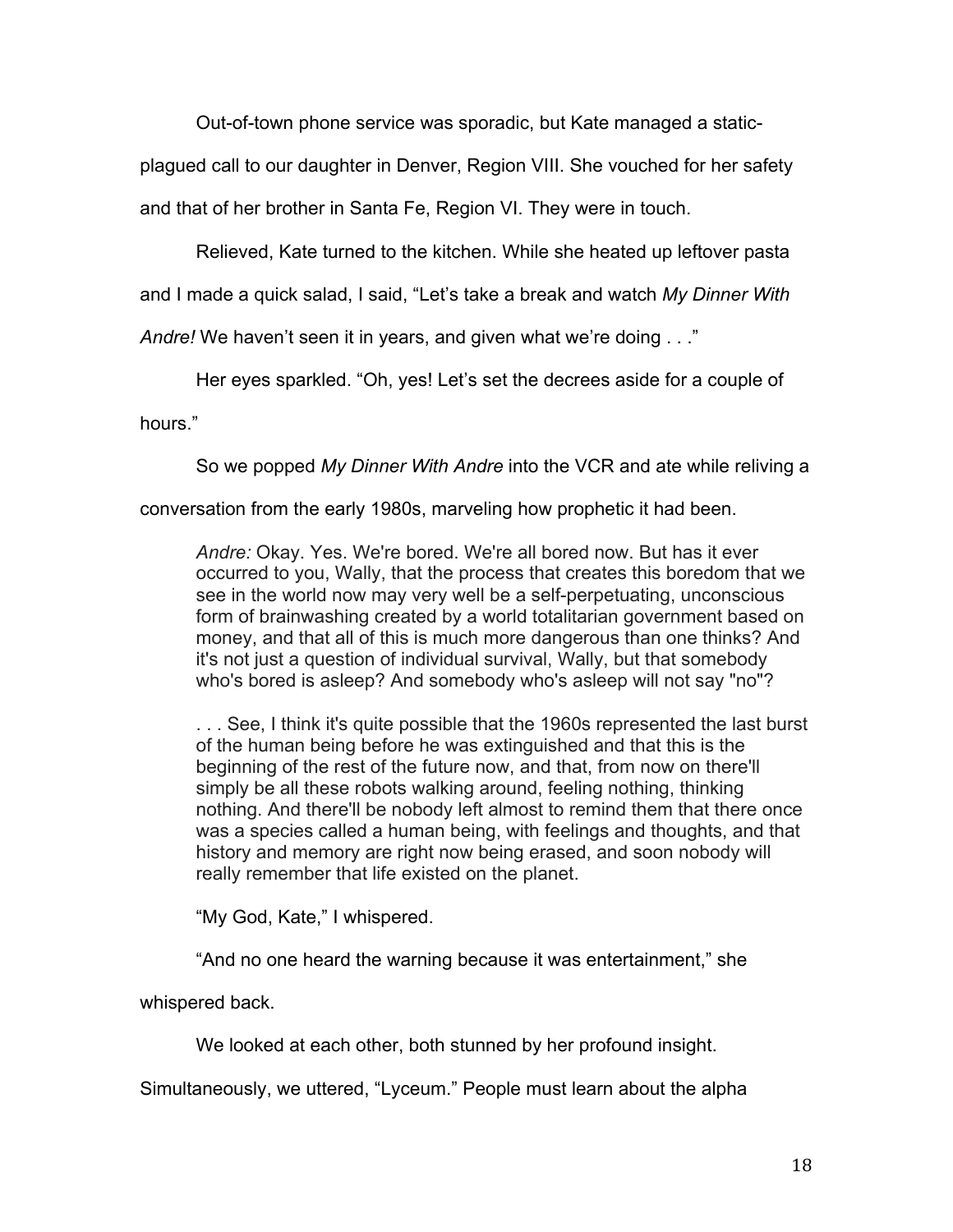Out-of-town phone service was sporadic, but Kate managed a static-plagued call to our daughter in Denver, Region VIII. She vouched for her safety and that of her brother in Santa Fe, Region VI. They were in touch.

Relieved, Kate turned to the kitchen. While she heated up leftover pasta and I made a quick salad, I said, "Let's take a break and watch *My Dinner With Andre!* We haven't seen it in years, and given what we're doing . . ."

Her eyes sparkled. "Oh, yes! Let's set the decrees aside for a couple of hours."

So we popped *My Dinner With Andre* into the VCR and ate while reliving a conversation from the early 1980s, marveling how prophetic it had been.

> *Andre:* Okay. Yes. We're bored. We're all bored now. But has it ever occurred to you, Wally, that the process that creates this boredom that we see in the world now may very well be a self-perpetuating, unconscious form of brainwashing created by a world totalitarian government based on money, and that all of this is much more dangerous than one thinks? And it's not just a question of individual survival, Wally, but that somebody who's bored is asleep? And somebody who's asleep will not say "no"?
>
> . . . See, I think it's quite possible that the 1960s represented the last burst of the human being before he was extinguished and that this is the beginning of the rest of the future now, and that, from now on there'll simply be all these robots walking around, feeling nothing, thinking nothing. And there'll be nobody left almost to remind them that there once was a species called a human being, with feelings and thoughts, and that history and memory are right now being erased, and soon nobody will really remember that life existed on the planet.

"My God, Kate," I whispered.

"And no one heard the warning because it was entertainment," she whispered back.

We looked at each other, both stunned by her profound insight. Simultaneously, we uttered, "Lyceum." People must learn about the alpha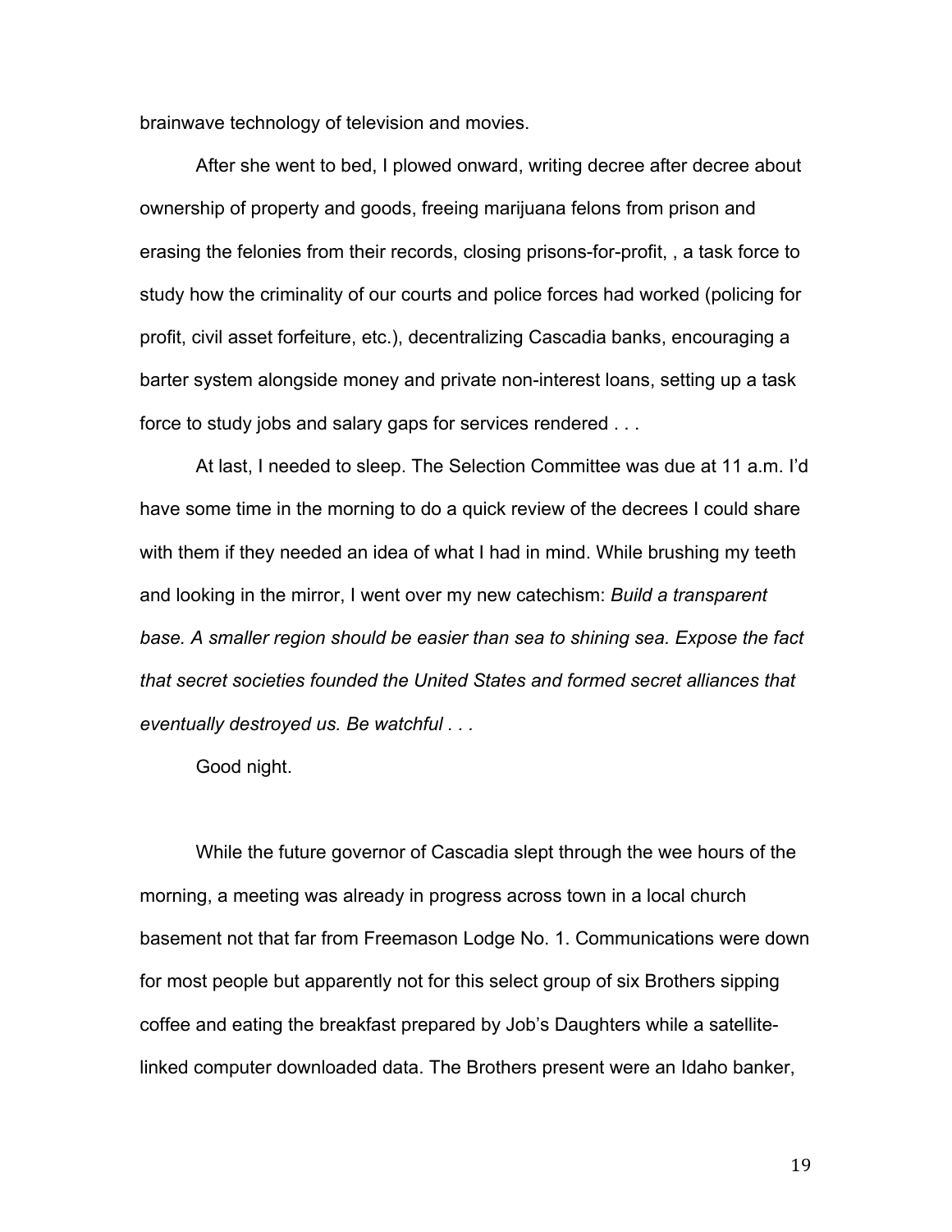brainwave technology of television and movies.

After she went to bed, I plowed onward, writing decree after decree about ownership of property and goods, freeing marijuana felons from prison and erasing the felonies from their records, closing prisons-for-profit, , a task force to study how the criminality of our courts and police forces had worked (policing for profit, civil asset forfeiture, etc.), decentralizing Cascadia banks, encouraging a barter system alongside money and private non-interest loans, setting up a task force to study jobs and salary gaps for services rendered . . .

At last, I needed to sleep. The Selection Committee was due at 11 a.m. I'd have some time in the morning to do a quick review of the decrees I could share with them if they needed an idea of what I had in mind. While brushing my teeth and looking in the mirror, I went over my new catechism: *Build a transparent base. A smaller region should be easier than sea to shining sea. Expose the fact that secret societies founded the United States and formed secret alliances that eventually destroyed us. Be watchful . . .*

Good night.

While the future governor of Cascadia slept through the wee hours of the morning, a meeting was already in progress across town in a local church basement not that far from Freemason Lodge No. 1. Communications were down for most people but apparently not for this select group of six Brothers sipping coffee and eating the breakfast prepared by Job's Daughters while a satellite-linked computer downloaded data. The Brothers present were an Idaho banker,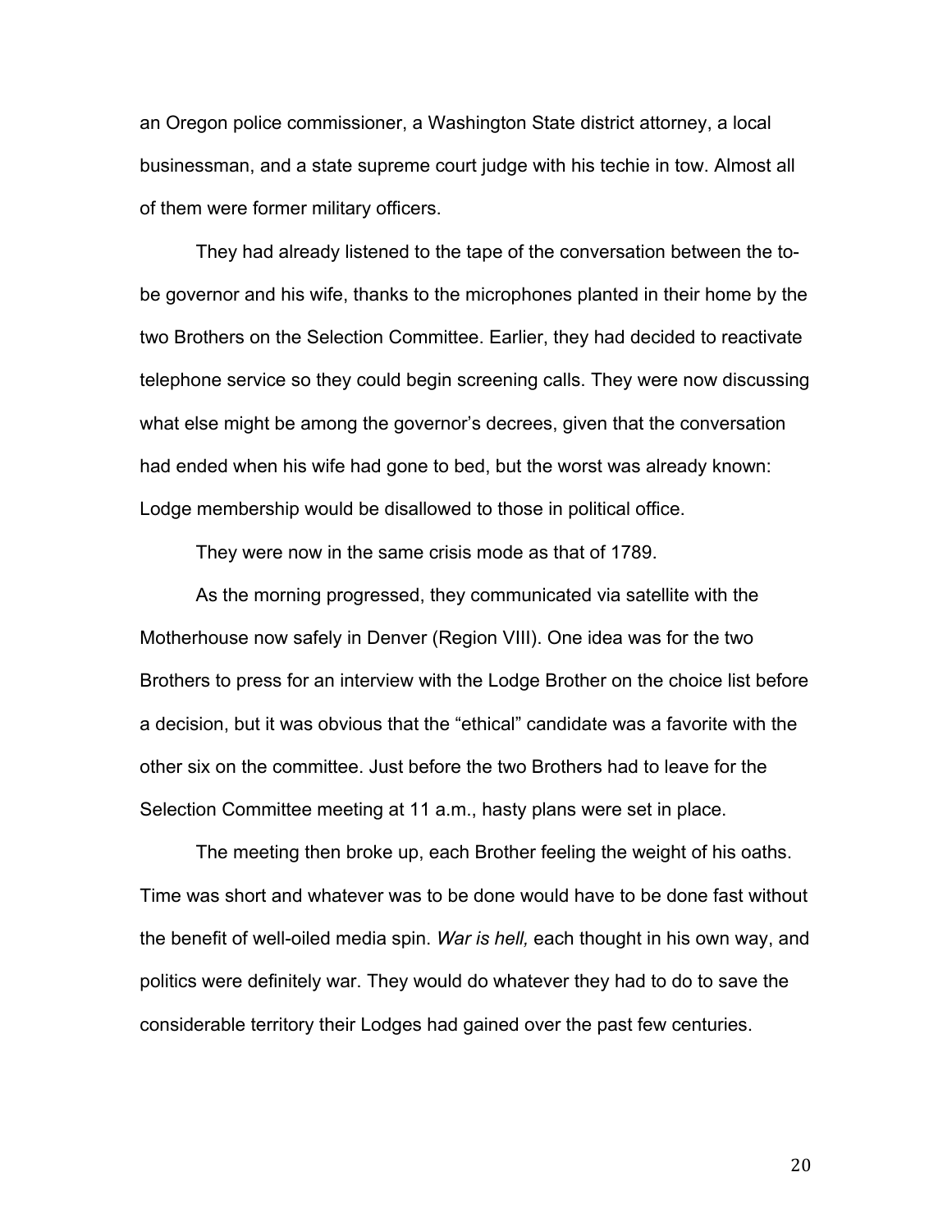an Oregon police commissioner, a Washington State district attorney, a local businessman, and a state supreme court judge with his techie in tow. Almost all of them were former military officers.

They had already listened to the tape of the conversation between the to-be governor and his wife, thanks to the microphones planted in their home by the two Brothers on the Selection Committee. Earlier, they had decided to reactivate telephone service so they could begin screening calls. They were now discussing what else might be among the governor's decrees, given that the conversation had ended when his wife had gone to bed, but the worst was already known: Lodge membership would be disallowed to those in political office.

They were now in the same crisis mode as that of 1789.

As the morning progressed, they communicated via satellite with the Motherhouse now safely in Denver (Region VIII). One idea was for the two Brothers to press for an interview with the Lodge Brother on the choice list before a decision, but it was obvious that the "ethical" candidate was a favorite with the other six on the committee. Just before the two Brothers had to leave for the Selection Committee meeting at 11 a.m., hasty plans were set in place.

The meeting then broke up, each Brother feeling the weight of his oaths. Time was short and whatever was to be done would have to be done fast without the benefit of well-oiled media spin. *War is hell,* each thought in his own way, and politics were definitely war. They would do whatever they had to do to save the considerable territory their Lodges had gained over the past few centuries.